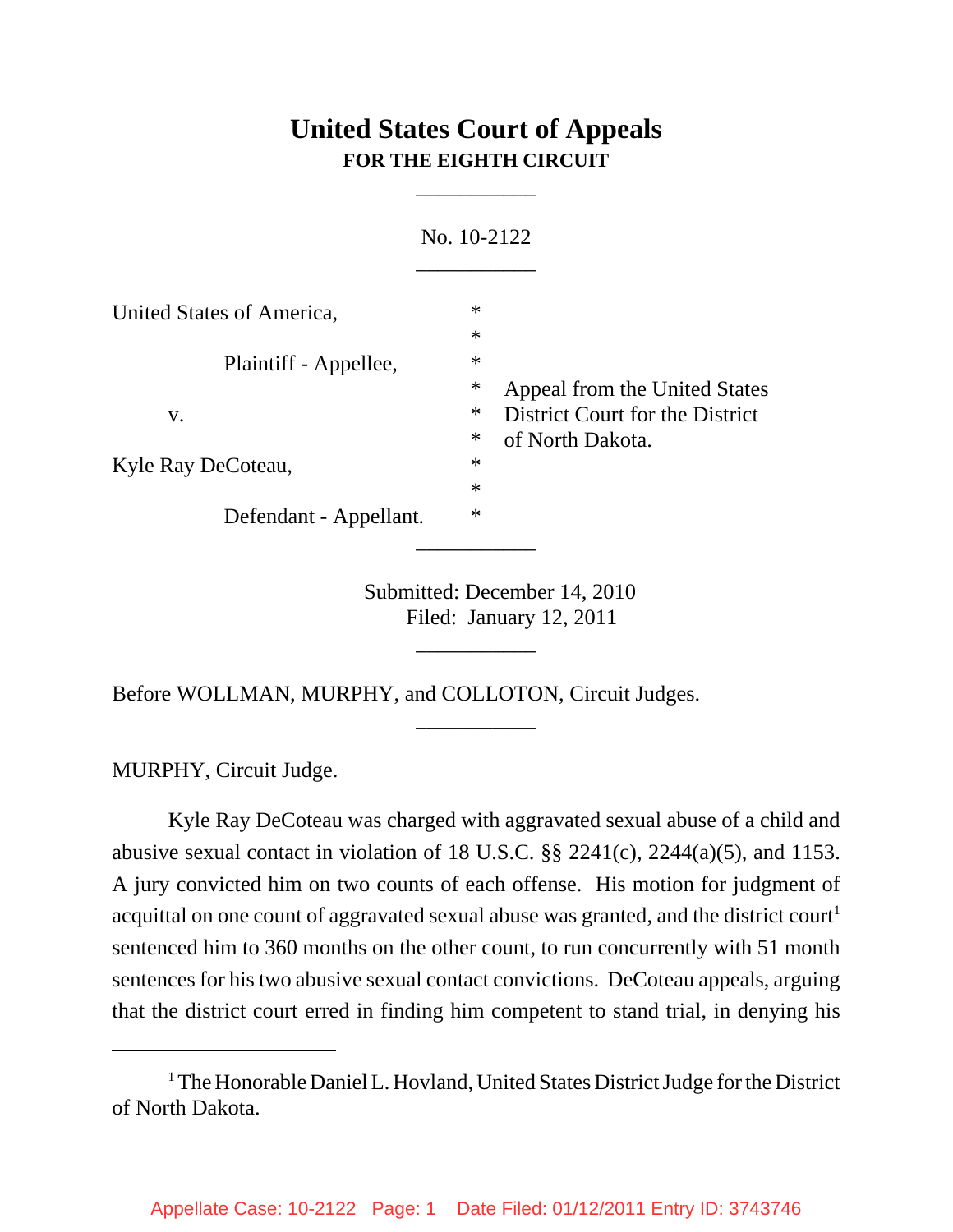# United States Court of Appeals
## FOR THE EIGHTH CIRCUIT

---

No. 10-2122

---

United States of America, *
*
Plaintiff - Appellee, *
* Appeal from the United States
v. * District Court for the District
* of North Dakota.
Kyle Ray DeCoteau, *
*
Defendant - Appellant. *

---

Submitted: December 14, 2010
Filed: January 12, 2011

---

Before WOLLMAN, MURPHY, and COLLOTON, Circuit Judges.

---

MURPHY, Circuit Judge.

Kyle Ray DeCoteau was charged with aggravated sexual abuse of a child and abusive sexual contact in violation of 18 U.S.C. §§ 2241(c), 2244(a)(5), and 1153. A jury convicted him on two counts of each offense. His motion for judgment of acquittal on one count of aggravated sexual abuse was granted, and the district court[1] sentenced him to 360 months on the other count, to run concurrently with 51 month sentences for his two abusive sexual contact convictions. DeCoteau appeals, arguing that the district court erred in finding him competent to stand trial, in denying his

---

[1] The Honorable Daniel L. Hovland, United States District Judge for the District of North Dakota.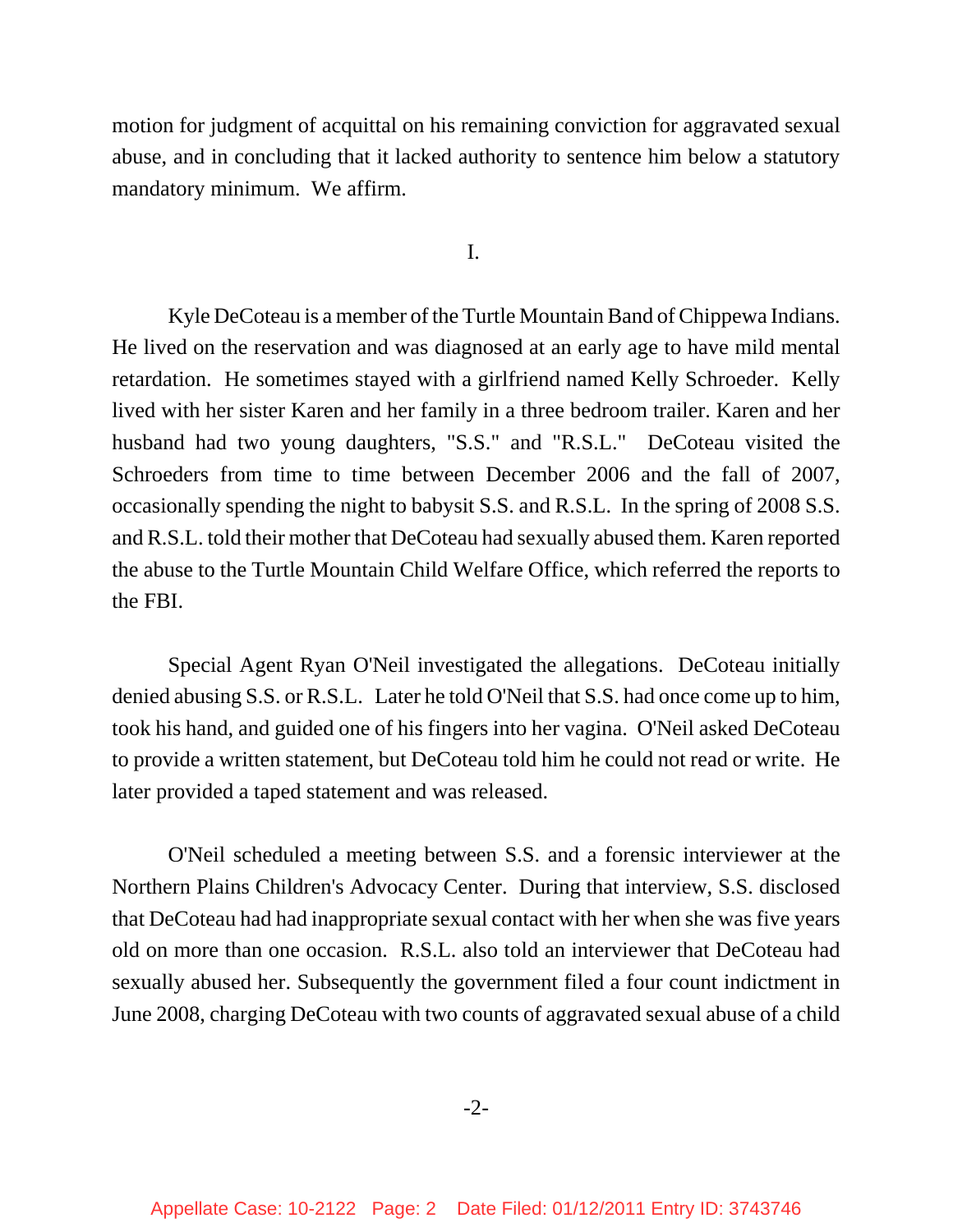motion for judgment of acquittal on his remaining conviction for aggravated sexual abuse, and in concluding that it lacked authority to sentence him below a statutory mandatory minimum. We affirm.

I.

Kyle DeCoteau is a member of the Turtle Mountain Band of Chippewa Indians. He lived on the reservation and was diagnosed at an early age to have mild mental retardation. He sometimes stayed with a girlfriend named Kelly Schroeder. Kelly lived with her sister Karen and her family in a three bedroom trailer. Karen and her husband had two young daughters, "S.S." and "R.S.L." DeCoteau visited the Schroeders from time to time between December 2006 and the fall of 2007, occasionally spending the night to babysit S.S. and R.S.L. In the spring of 2008 S.S. and R.S.L. told their mother that DeCoteau had sexually abused them. Karen reported the abuse to the Turtle Mountain Child Welfare Office, which referred the reports to the FBI.

Special Agent Ryan O'Neil investigated the allegations. DeCoteau initially denied abusing S.S. or R.S.L. Later he told O'Neil that S.S. had once come up to him, took his hand, and guided one of his fingers into her vagina. O'Neil asked DeCoteau to provide a written statement, but DeCoteau told him he could not read or write. He later provided a taped statement and was released.

O'Neil scheduled a meeting between S.S. and a forensic interviewer at the Northern Plains Children's Advocacy Center. During that interview, S.S. disclosed that DeCoteau had had inappropriate sexual contact with her when she was five years old on more than one occasion. R.S.L. also told an interviewer that DeCoteau had sexually abused her. Subsequently the government filed a four count indictment in June 2008, charging DeCoteau with two counts of aggravated sexual abuse of a child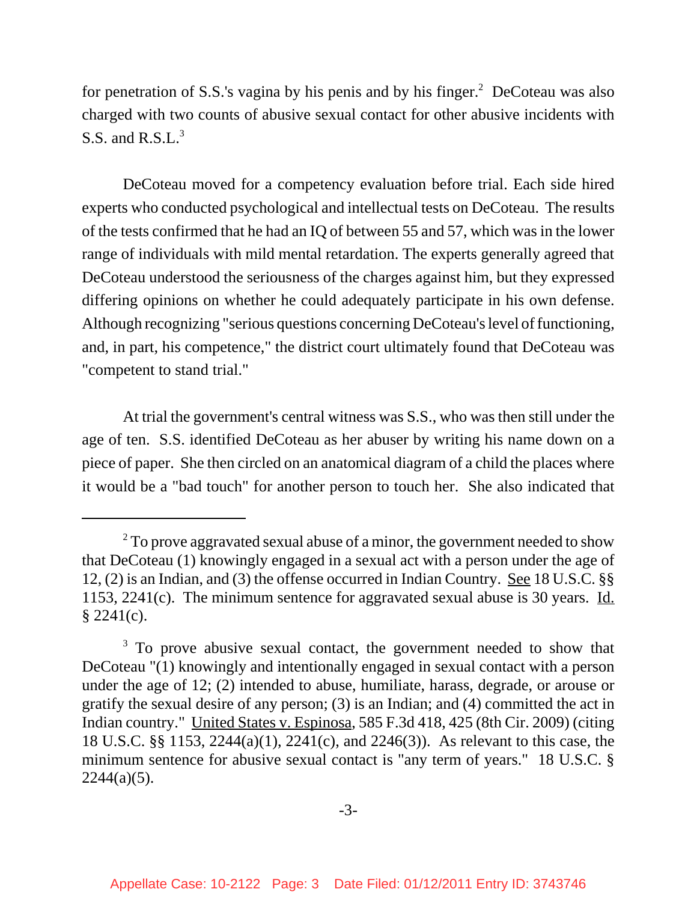for penetration of S.S.'s vagina by his penis and by his finger.[2] DeCoteau was also charged with two counts of abusive sexual contact for other abusive incidents with S.S. and R.S.L.[3]

DeCoteau moved for a competency evaluation before trial. Each side hired experts who conducted psychological and intellectual tests on DeCoteau. The results of the tests confirmed that he had an IQ of between 55 and 57, which was in the lower range of individuals with mild mental retardation. The experts generally agreed that DeCoteau understood the seriousness of the charges against him, but they expressed differing opinions on whether he could adequately participate in his own defense. Although recognizing "serious questions concerning DeCoteau's level of functioning, and, in part, his competence," the district court ultimately found that DeCoteau was "competent to stand trial."

At trial the government's central witness was S.S., who was then still under the age of ten. S.S. identified DeCoteau as her abuser by writing his name down on a piece of paper. She then circled on an anatomical diagram of a child the places where it would be a "bad touch" for another person to touch her. She also indicated that

---

[2] To prove aggravated sexual abuse of a minor, the government needed to show that DeCoteau (1) knowingly engaged in a sexual act with a person under the age of 12, (2) is an Indian, and (3) the offense occurred in Indian Country. See 18 U.S.C. §§ 1153, 2241(c). The minimum sentence for aggravated sexual abuse is 30 years. Id. § 2241(c).

[3] To prove abusive sexual contact, the government needed to show that DeCoteau "(1) knowingly and intentionally engaged in sexual contact with a person under the age of 12; (2) intended to abuse, humiliate, harass, degrade, or arouse or gratify the sexual desire of any person; (3) is an Indian; and (4) committed the act in Indian country." United States v. Espinosa, 585 F.3d 418, 425 (8th Cir. 2009) (citing 18 U.S.C. §§ 1153, 2244(a)(1), 2241(c), and 2246(3)). As relevant to this case, the minimum sentence for abusive sexual contact is "any term of years." 18 U.S.C. § 2244(a)(5).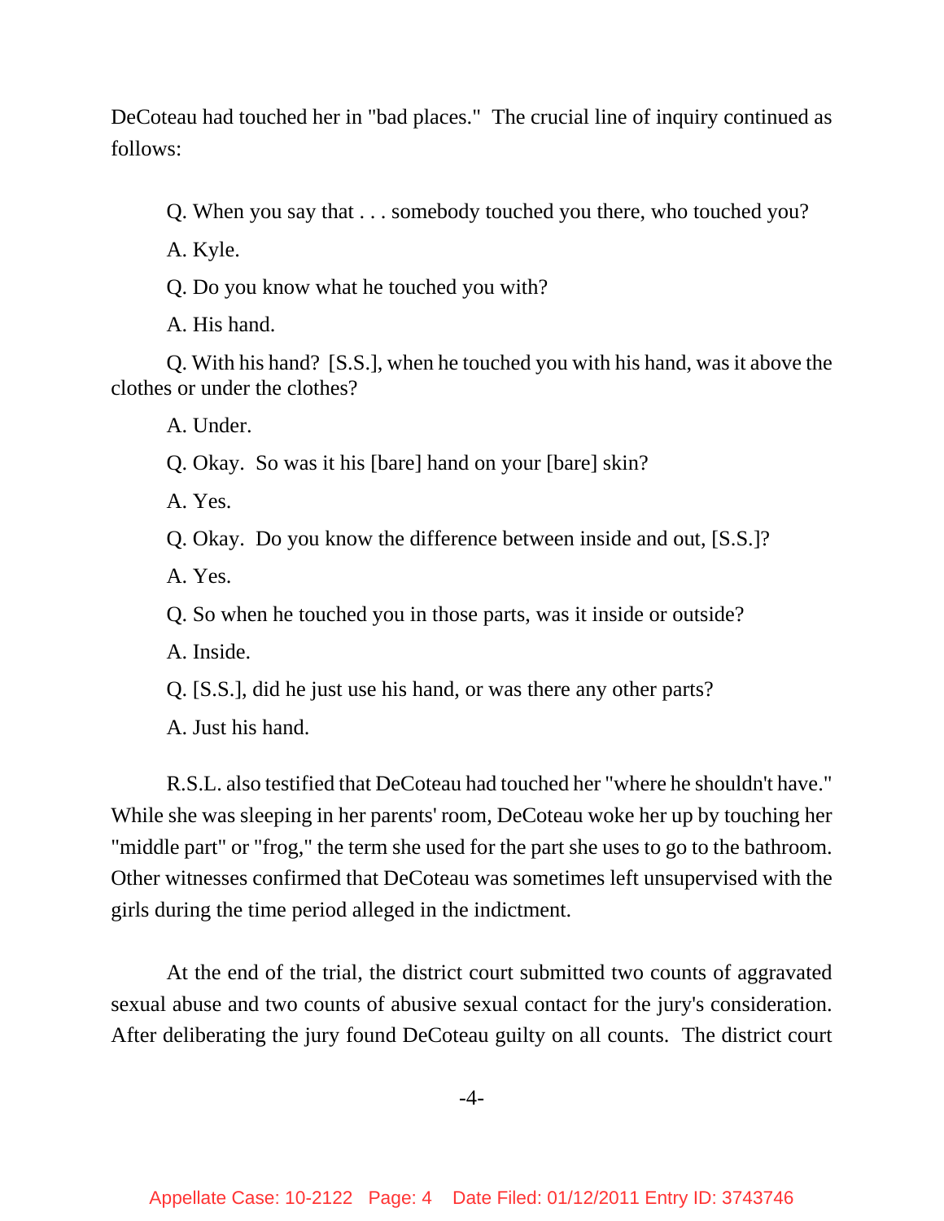DeCoteau had touched her in "bad places." The crucial line of inquiry continued as follows:

> Q. When you say that . . . somebody touched you there, who touched you?
>
> A. Kyle.
>
> Q. Do you know what he touched you with?
>
> A. His hand.
>
> Q. With his hand? [S.S.], when he touched you with his hand, was it above the clothes or under the clothes?
>
> A. Under.
>
> Q. Okay. So was it his [bare] hand on your [bare] skin?
>
> A. Yes.
>
> Q. Okay. Do you know the difference between inside and out, [S.S.]?
>
> A. Yes.
>
> Q. So when he touched you in those parts, was it inside or outside?
>
> A. Inside.
>
> Q. [S.S.], did he just use his hand, or was there any other parts?
>
> A. Just his hand.

R.S.L. also testified that DeCoteau had touched her "where he shouldn't have." While she was sleeping in her parents' room, DeCoteau woke her up by touching her "middle part" or "frog," the term she used for the part she uses to go to the bathroom. Other witnesses confirmed that DeCoteau was sometimes left unsupervised with the girls during the time period alleged in the indictment.

At the end of the trial, the district court submitted two counts of aggravated sexual abuse and two counts of abusive sexual contact for the jury's consideration. After deliberating the jury found DeCoteau guilty on all counts. The district court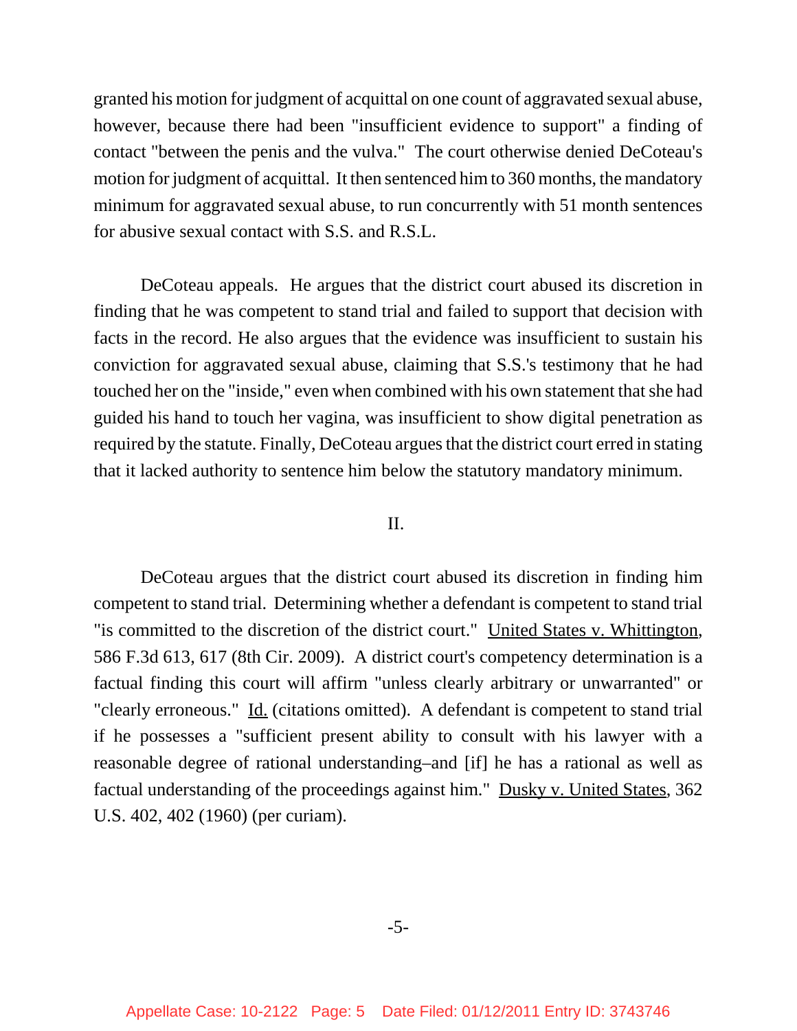granted his motion for judgment of acquittal on one count of aggravated sexual abuse, however, because there had been "insufficient evidence to support" a finding of contact "between the penis and the vulva." The court otherwise denied DeCoteau's motion for judgment of acquittal. It then sentenced him to 360 months, the mandatory minimum for aggravated sexual abuse, to run concurrently with 51 month sentences for abusive sexual contact with S.S. and R.S.L.

DeCoteau appeals. He argues that the district court abused its discretion in finding that he was competent to stand trial and failed to support that decision with facts in the record. He also argues that the evidence was insufficient to sustain his conviction for aggravated sexual abuse, claiming that S.S.'s testimony that he had touched her on the "inside," even when combined with his own statement that she had guided his hand to touch her vagina, was insufficient to show digital penetration as required by the statute. Finally, DeCoteau argues that the district court erred in stating that it lacked authority to sentence him below the statutory mandatory minimum.

## II.

DeCoteau argues that the district court abused its discretion in finding him competent to stand trial. Determining whether a defendant is competent to stand trial "is committed to the discretion of the district court." United States v. Whittington, 586 F.3d 613, 617 (8th Cir. 2009). A district court's competency determination is a factual finding this court will affirm "unless clearly arbitrary or unwarranted" or "clearly erroneous." Id. (citations omitted). A defendant is competent to stand trial if he possesses a "sufficient present ability to consult with his lawyer with a reasonable degree of rational understanding–and [if] he has a rational as well as factual understanding of the proceedings against him." Dusky v. United States, 362 U.S. 402, 402 (1960) (per curiam).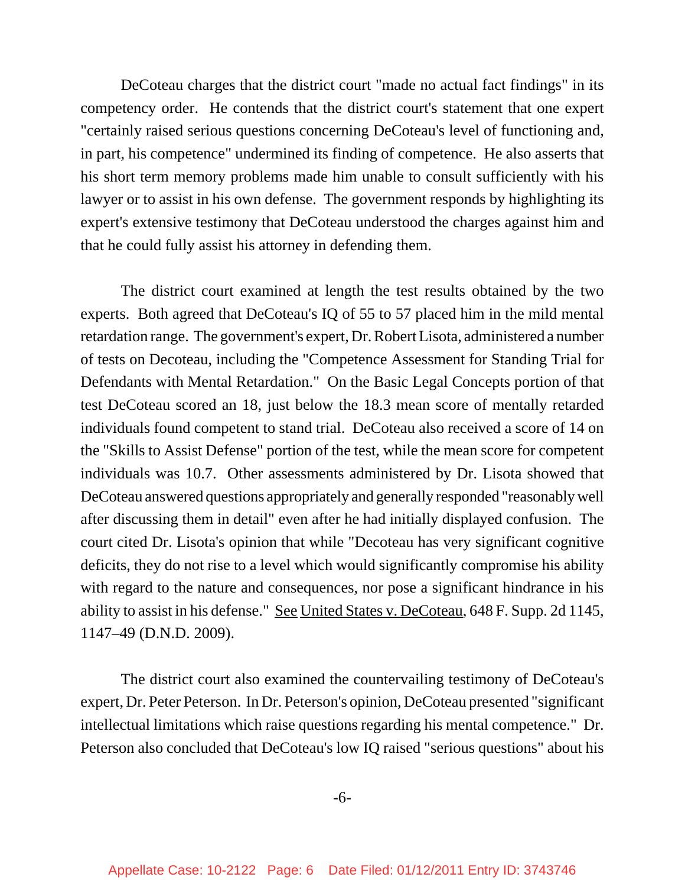DeCoteau charges that the district court "made no actual fact findings" in its competency order. He contends that the district court's statement that one expert "certainly raised serious questions concerning DeCoteau's level of functioning and, in part, his competence" undermined its finding of competence. He also asserts that his short term memory problems made him unable to consult sufficiently with his lawyer or to assist in his own defense. The government responds by highlighting its expert's extensive testimony that DeCoteau understood the charges against him and that he could fully assist his attorney in defending them.

The district court examined at length the test results obtained by the two experts. Both agreed that DeCoteau's IQ of 55 to 57 placed him in the mild mental retardation range. The government's expert, Dr. Robert Lisota, administered a number of tests on Decoteau, including the "Competence Assessment for Standing Trial for Defendants with Mental Retardation." On the Basic Legal Concepts portion of that test DeCoteau scored an 18, just below the 18.3 mean score of mentally retarded individuals found competent to stand trial. DeCoteau also received a score of 14 on the "Skills to Assist Defense" portion of the test, while the mean score for competent individuals was 10.7. Other assessments administered by Dr. Lisota showed that DeCoteau answered questions appropriately and generally responded "reasonably well after discussing them in detail" even after he had initially displayed confusion. The court cited Dr. Lisota's opinion that while "Decoteau has very significant cognitive deficits, they do not rise to a level which would significantly compromise his ability with regard to the nature and consequences, nor pose a significant hindrance in his ability to assist in his defense." See United States v. DeCoteau, 648 F. Supp. 2d 1145, 1147–49 (D.N.D. 2009).

The district court also examined the countervailing testimony of DeCoteau's expert, Dr. Peter Peterson. In Dr. Peterson's opinion, DeCoteau presented "significant intellectual limitations which raise questions regarding his mental competence." Dr. Peterson also concluded that DeCoteau's low IQ raised "serious questions" about his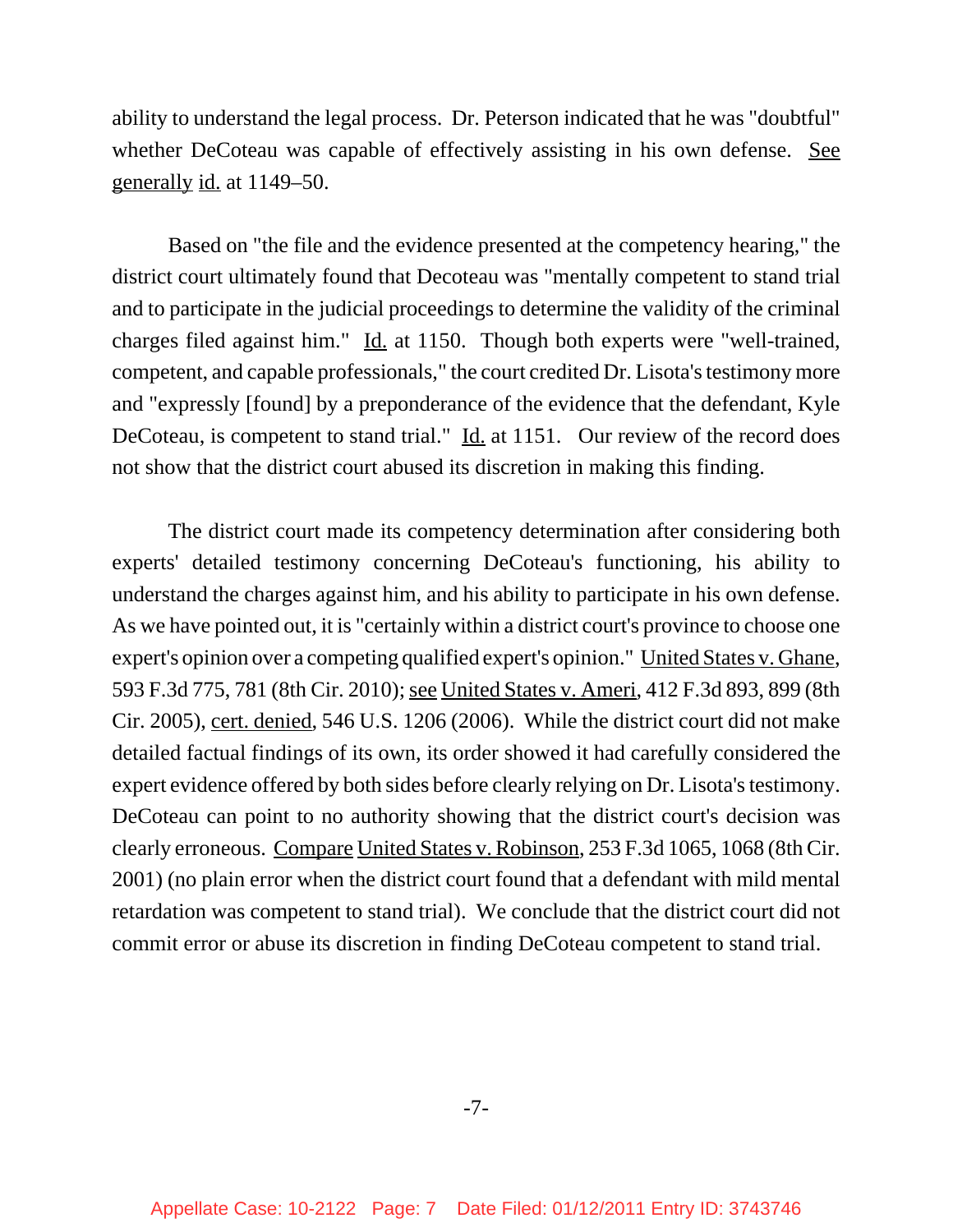ability to understand the legal process. Dr. Peterson indicated that he was "doubtful" whether DeCoteau was capable of effectively assisting in his own defense. See generally id. at 1149–50.

Based on "the file and the evidence presented at the competency hearing," the district court ultimately found that Decoteau was "mentally competent to stand trial and to participate in the judicial proceedings to determine the validity of the criminal charges filed against him." Id. at 1150. Though both experts were "well-trained, competent, and capable professionals," the court credited Dr. Lisota's testimony more and "expressly [found] by a preponderance of the evidence that the defendant, Kyle DeCoteau, is competent to stand trial." Id. at 1151. Our review of the record does not show that the district court abused its discretion in making this finding.

The district court made its competency determination after considering both experts' detailed testimony concerning DeCoteau's functioning, his ability to understand the charges against him, and his ability to participate in his own defense. As we have pointed out, it is "certainly within a district court's province to choose one expert's opinion over a competing qualified expert's opinion." United States v. Ghane, 593 F.3d 775, 781 (8th Cir. 2010); see United States v. Ameri, 412 F.3d 893, 899 (8th Cir. 2005), cert. denied, 546 U.S. 1206 (2006). While the district court did not make detailed factual findings of its own, its order showed it had carefully considered the expert evidence offered by both sides before clearly relying on Dr. Lisota's testimony. DeCoteau can point to no authority showing that the district court's decision was clearly erroneous. Compare United States v. Robinson, 253 F.3d 1065, 1068 (8th Cir. 2001) (no plain error when the district court found that a defendant with mild mental retardation was competent to stand trial). We conclude that the district court did not commit error or abuse its discretion in finding DeCoteau competent to stand trial.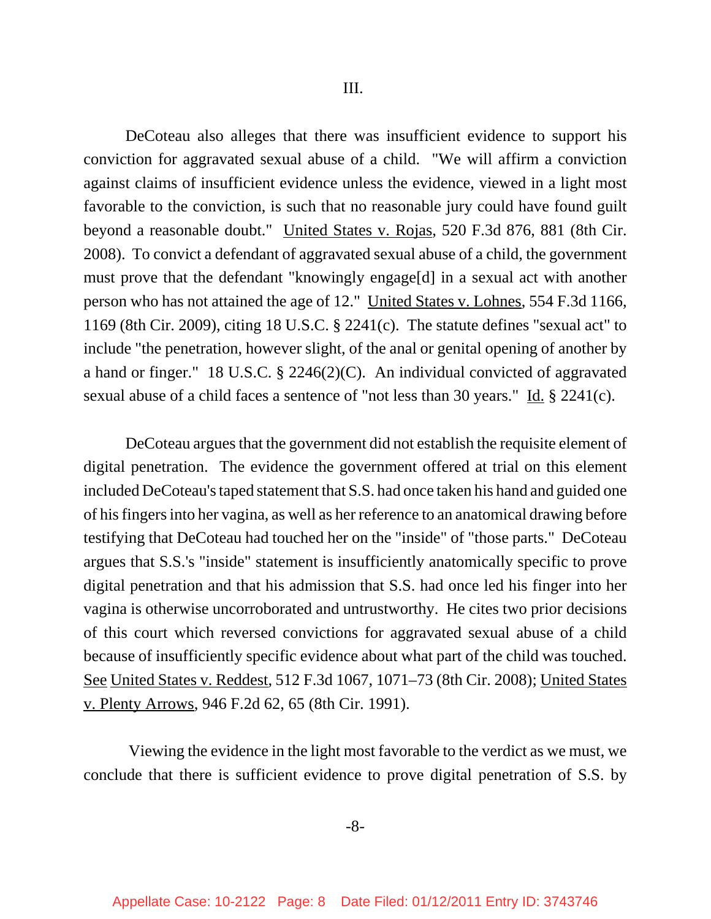III.

DeCoteau also alleges that there was insufficient evidence to support his conviction for aggravated sexual abuse of a child. "We will affirm a conviction against claims of insufficient evidence unless the evidence, viewed in a light most favorable to the conviction, is such that no reasonable jury could have found guilt beyond a reasonable doubt." United States v. Rojas, 520 F.3d 876, 881 (8th Cir. 2008). To convict a defendant of aggravated sexual abuse of a child, the government must prove that the defendant "knowingly engage[d] in a sexual act with another person who has not attained the age of 12." United States v. Lohnes, 554 F.3d 1166, 1169 (8th Cir. 2009), citing 18 U.S.C. § 2241(c). The statute defines "sexual act" to include "the penetration, however slight, of the anal or genital opening of another by a hand or finger." 18 U.S.C. § 2246(2)(C). An individual convicted of aggravated sexual abuse of a child faces a sentence of "not less than 30 years." Id. § 2241(c).

DeCoteau argues that the government did not establish the requisite element of digital penetration. The evidence the government offered at trial on this element included DeCoteau's taped statement that S.S. had once taken his hand and guided one of his fingers into her vagina, as well as her reference to an anatomical drawing before testifying that DeCoteau had touched her on the "inside" of "those parts." DeCoteau argues that S.S.'s "inside" statement is insufficiently anatomically specific to prove digital penetration and that his admission that S.S. had once led his finger into her vagina is otherwise uncorroborated and untrustworthy. He cites two prior decisions of this court which reversed convictions for aggravated sexual abuse of a child because of insufficiently specific evidence about what part of the child was touched. See United States v. Reddest, 512 F.3d 1067, 1071–73 (8th Cir. 2008); United States v. Plenty Arrows, 946 F.2d 62, 65 (8th Cir. 1991).

Viewing the evidence in the light most favorable to the verdict as we must, we conclude that there is sufficient evidence to prove digital penetration of S.S. by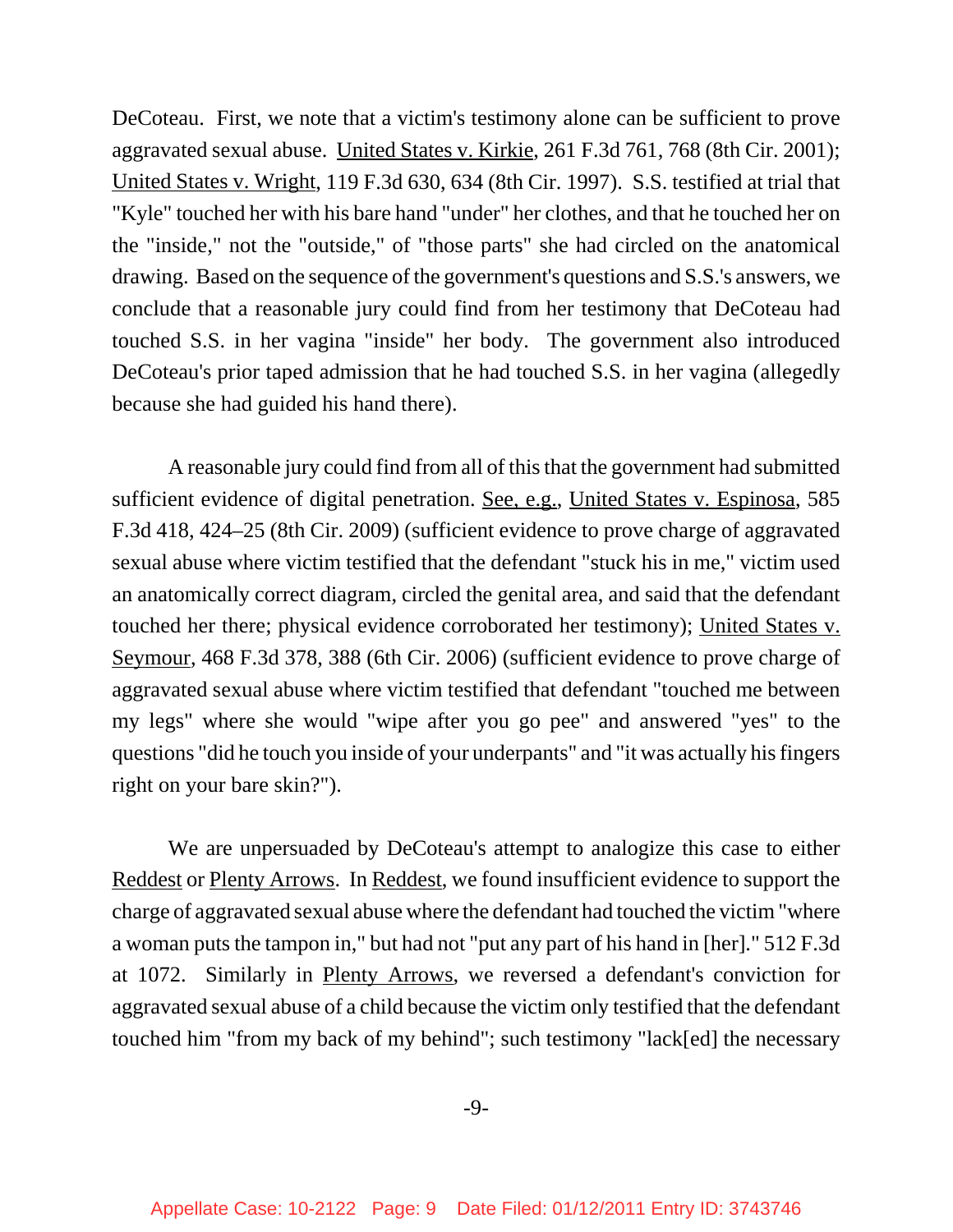DeCoteau. First, we note that a victim's testimony alone can be sufficient to prove aggravated sexual abuse. United States v. Kirkie, 261 F.3d 761, 768 (8th Cir. 2001); United States v. Wright, 119 F.3d 630, 634 (8th Cir. 1997). S.S. testified at trial that "Kyle" touched her with his bare hand "under" her clothes, and that he touched her on the "inside," not the "outside," of "those parts" she had circled on the anatomical drawing. Based on the sequence of the government's questions and S.S.'s answers, we conclude that a reasonable jury could find from her testimony that DeCoteau had touched S.S. in her vagina "inside" her body. The government also introduced DeCoteau's prior taped admission that he had touched S.S. in her vagina (allegedly because she had guided his hand there).

A reasonable jury could find from all of this that the government had submitted sufficient evidence of digital penetration. See, e.g., United States v. Espinosa, 585 F.3d 418, 424–25 (8th Cir. 2009) (sufficient evidence to prove charge of aggravated sexual abuse where victim testified that the defendant "stuck his in me," victim used an anatomically correct diagram, circled the genital area, and said that the defendant touched her there; physical evidence corroborated her testimony); United States v. Seymour, 468 F.3d 378, 388 (6th Cir. 2006) (sufficient evidence to prove charge of aggravated sexual abuse where victim testified that defendant "touched me between my legs" where she would "wipe after you go pee" and answered "yes" to the questions "did he touch you inside of your underpants" and "it was actually his fingers right on your bare skin?").

We are unpersuaded by DeCoteau's attempt to analogize this case to either Reddest or Plenty Arrows. In Reddest, we found insufficient evidence to support the charge of aggravated sexual abuse where the defendant had touched the victim "where a woman puts the tampon in," but had not "put any part of his hand in [her]." 512 F.3d at 1072. Similarly in Plenty Arrows, we reversed a defendant's conviction for aggravated sexual abuse of a child because the victim only testified that the defendant touched him "from my back of my behind"; such testimony "lack[ed] the necessary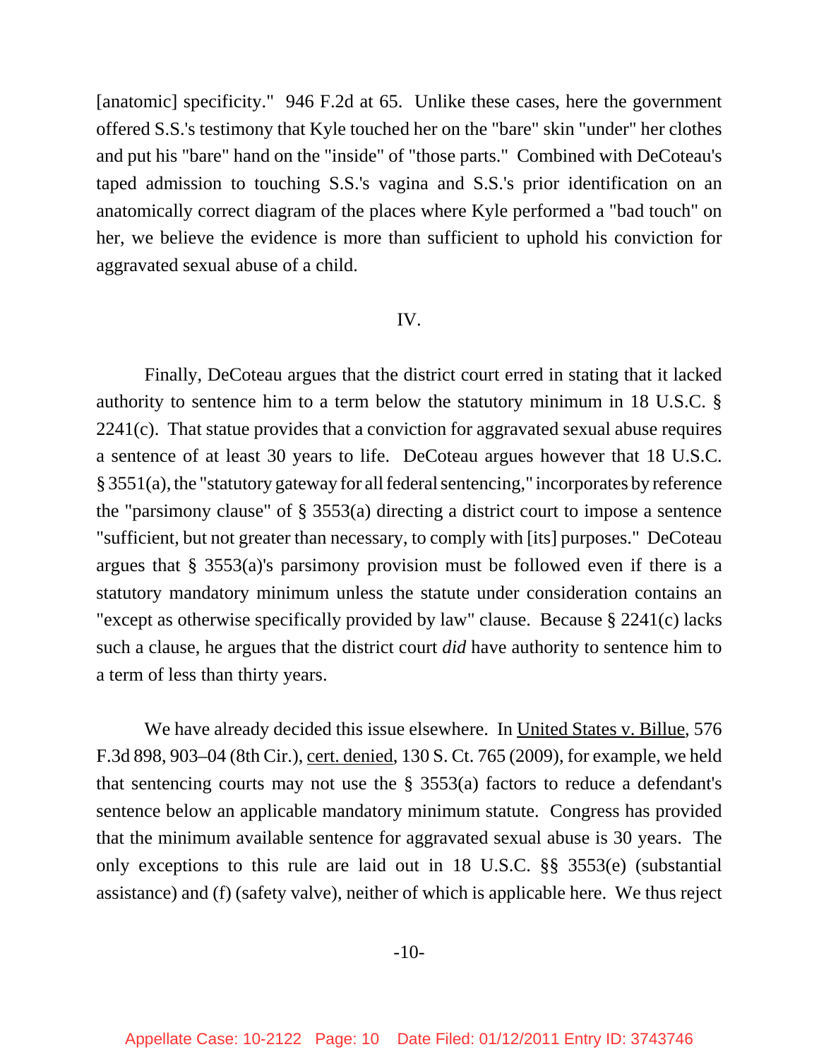[anatomic] specificity." 946 F.2d at 65. Unlike these cases, here the government offered S.S.'s testimony that Kyle touched her on the "bare" skin "under" her clothes and put his "bare" hand on the "inside" of "those parts." Combined with DeCoteau's taped admission to touching S.S.'s vagina and S.S.'s prior identification on an anatomically correct diagram of the places where Kyle performed a "bad touch" on her, we believe the evidence is more than sufficient to uphold his conviction for aggravated sexual abuse of a child.

IV.

Finally, DeCoteau argues that the district court erred in stating that it lacked authority to sentence him to a term below the statutory minimum in 18 U.S.C. § 2241(c). That statue provides that a conviction for aggravated sexual abuse requires a sentence of at least 30 years to life. DeCoteau argues however that 18 U.S.C. § 3551(a), the "statutory gateway for all federal sentencing," incorporates by reference the "parsimony clause" of § 3553(a) directing a district court to impose a sentence "sufficient, but not greater than necessary, to comply with [its] purposes." DeCoteau argues that § 3553(a)'s parsimony provision must be followed even if there is a statutory mandatory minimum unless the statute under consideration contains an "except as otherwise specifically provided by law" clause. Because § 2241(c) lacks such a clause, he argues that the district court *did* have authority to sentence him to a term of less than thirty years.

We have already decided this issue elsewhere. In United States v. Billue, 576 F.3d 898, 903–04 (8th Cir.), cert. denied, 130 S. Ct. 765 (2009), for example, we held that sentencing courts may not use the § 3553(a) factors to reduce a defendant's sentence below an applicable mandatory minimum statute. Congress has provided that the minimum available sentence for aggravated sexual abuse is 30 years. The only exceptions to this rule are laid out in 18 U.S.C. §§ 3553(e) (substantial assistance) and (f) (safety valve), neither of which is applicable here. We thus reject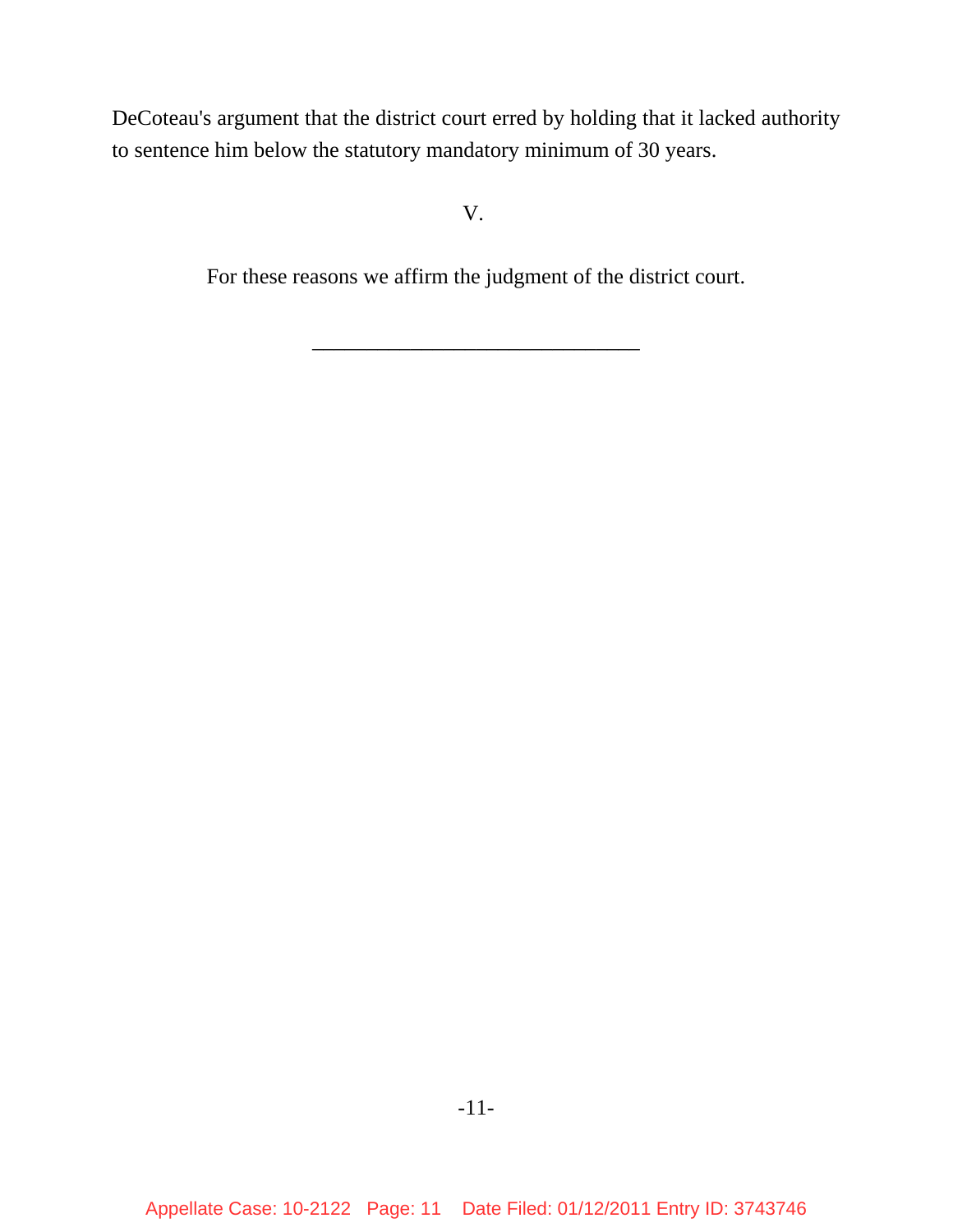DeCoteau's argument that the district court erred by holding that it lacked authority to sentence him below the statutory mandatory minimum of 30 years.

V.

For these reasons we affirm the judgment of the district court.

______________________________